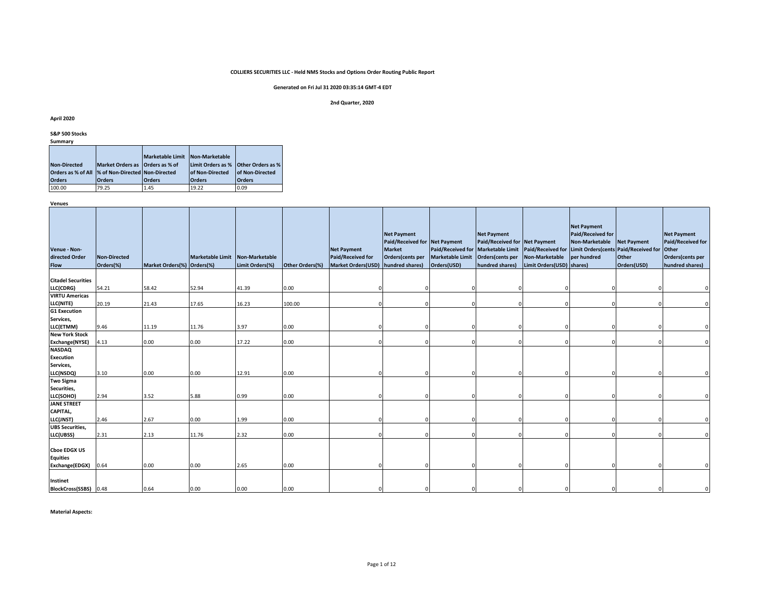**COLLIERS SECURITIES LLC - Held NMS Stocks and Options Order Routing Public Report**

**Generated on Fri Jul 31 2020 03:35:14 GMT-4 EDT**

**2nd Quarter, 2020**

**April 2020**

**S&P 500 Stocks**

**Summary**

| Non-Directed Orders as % of All Orders | Market Orders as % of Non-Directed Orders | Marketable Limit Orders as % of Non-Directed Orders | Non-Marketable Limit Orders as % of Non-Directed Orders | Other Orders as % of Non-Directed Orders |
|---|---|---|---|---|
| 100.00 | 79.25 | 1.45 | 19.22 | 0.09 |

**Venues**

| Venue - Non-directed Order Flow | Non-Directed Orders(%) | Market Orders(%) | Marketable Limit Orders(%) | Non-Marketable Limit Orders(%) | Other Orders(%) | Net Payment Paid/Received for Market Orders(USD) | Net Payment Paid/Received for Market Orders(cents per hundred shares) | Net Payment Paid/Received for Marketable Limit Orders(USD) | Net Payment Paid/Received for Marketable Limit Orders(cents per hundred shares) | Net Payment Paid/Received for Non-Marketable Limit Orders(USD) | Net Payment Paid/Received for Non-Marketable Limit Orders(cents per hundred shares) | Net Payment Paid/Received for Other Orders(USD) | Net Payment Paid/Received for Other Orders(cents per hundred shares) |
|---|---|---|---|---|---|---|---|---|---|---|---|---|---|
| Citadel Securities LLC(CDRG) | 54.21 | 58.42 | 52.94 | 41.39 | 0.00 | 0 | 0 | 0 | 0 | 0 | 0 | 0 | 0 |
| VIRTU Americas LLC(NITE) | 20.19 | 21.43 | 17.65 | 16.23 | 100.00 | 0 | 0 | 0 | 0 | 0 | 0 | 0 | 0 |
| G1 Execution Services, LLC(ETMM) | 9.46 | 11.19 | 11.76 | 3.97 | 0.00 | 0 | 0 | 0 | 0 | 0 | 0 | 0 | 0 |
| New York Stock Exchange(NYSE) | 4.13 | 0.00 | 0.00 | 17.22 | 0.00 | 0 | 0 | 0 | 0 | 0 | 0 | 0 | 0 |
| NASDAQ Execution Services, LLC(NSDQ) | 3.10 | 0.00 | 0.00 | 12.91 | 0.00 | 0 | 0 | 0 | 0 | 0 | 0 | 0 | 0 |
| Two Sigma Securities, LLC(SOHO) | 2.94 | 3.52 | 5.88 | 0.99 | 0.00 | 0 | 0 | 0 | 0 | 0 | 0 | 0 | 0 |
| JANE STREET CAPITAL, LLC(JNST) | 2.46 | 2.67 | 0.00 | 1.99 | 0.00 | 0 | 0 | 0 | 0 | 0 | 0 | 0 | 0 |
| UBS Securities, LLC(UBSS) | 2.31 | 2.13 | 11.76 | 2.32 | 0.00 | 0 | 0 | 0 | 0 | 0 | 0 | 0 | 0 |
| Cboe EDGX US Equities Exchange(EDGX) | 0.64 | 0.00 | 0.00 | 2.65 | 0.00 | 0 | 0 | 0 | 0 | 0 | 0 | 0 | 0 |
| Instinet BlockCross(SSBS) | 0.48 | 0.64 | 0.00 | 0.00 | 0.00 | 0 | 0 | 0 | 0 | 0 | 0 | 0 | 0 |

**Material Aspects:**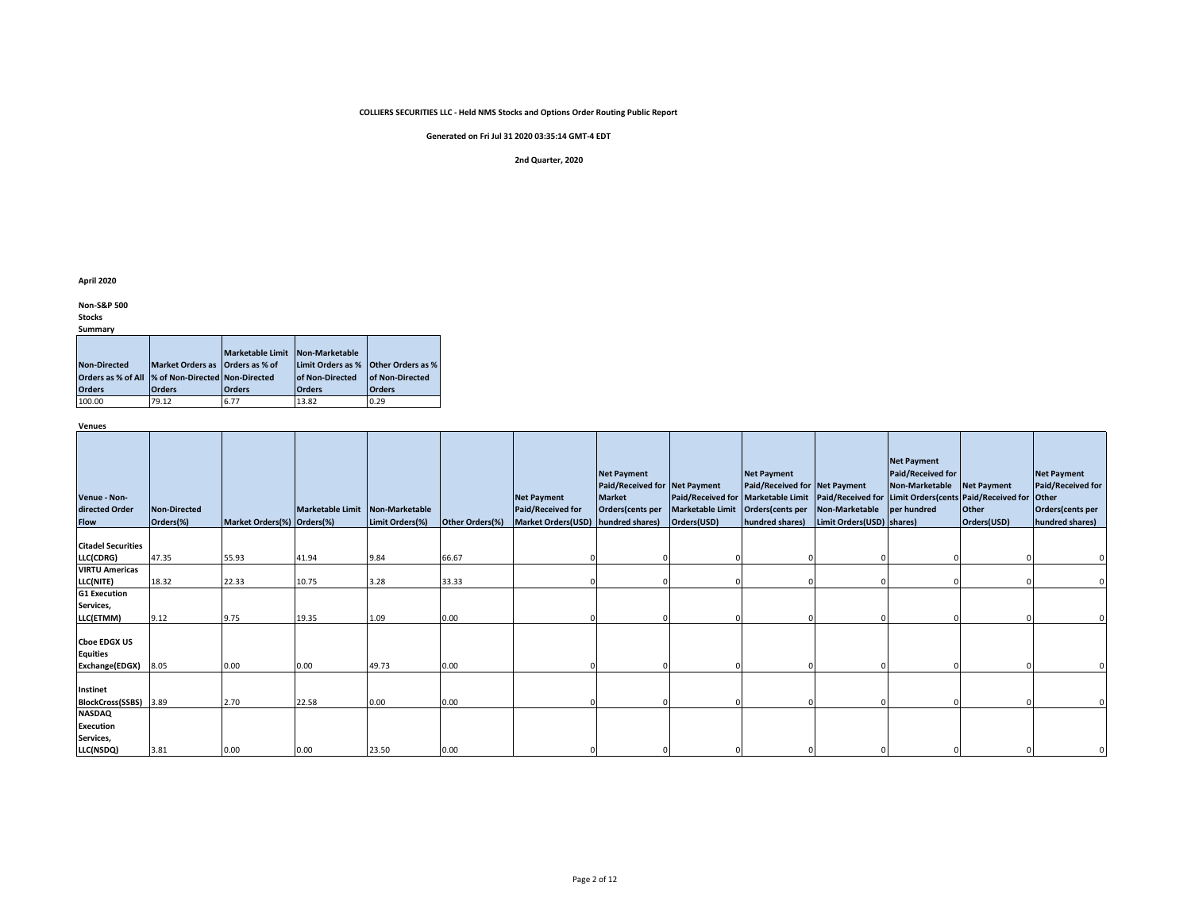**COLLIERS SECURITIES LLC - Held NMS Stocks and Options Order Routing Public Report**

**Generated on Fri Jul 31 2020 03:35:14 GMT-4 EDT**

**2nd Quarter, 2020**

**April 2020**

**Non-S&P 500 Stocks**

**Summary**

| Non-Directed Orders as % of All Orders | Market Orders as % of Non-Directed Orders | Marketable Limit Orders as % of Non-Directed Orders | Non-Marketable Limit Orders as % of Non-Directed Orders | Other Orders as % of Non-Directed Orders |
|---|---|---|---|---|
| 100.00 | 79.12 | 6.77 | 13.82 | 0.29 |

**Venues**

| Venue - Non-directed Order Flow | Non-Directed Orders(%) | Market Orders(%) | Marketable Limit Orders(%) | Non-Marketable Limit Orders(%) | Other Orders(%) | Net Payment Paid/Received for Market Orders(USD) | Net Payment Paid/Received for Market Orders(cents per hundred shares) | Net Payment Paid/Received for Marketable Limit Orders(USD) | Net Payment Paid/Received for Marketable Limit Orders(cents per hundred shares) | Net Payment Paid/Received for Non-Marketable Limit Orders(USD) | Net Payment Paid/Received for Non-Marketable Limit Orders(cents per hundred shares) | Net Payment Paid/Received for Other Orders(USD) | Net Payment Paid/Received for Other Orders(cents per hundred shares) |
|---|---|---|---|---|---|---|---|---|---|---|---|---|---|
| Citadel Securities LLC(CDRG) | 47.35 | 55.93 | 41.94 | 9.84 | 66.67 | 0 | 0 | 0 | 0 | 0 | 0 | 0 | 0 |
| VIRTU Americas LLC(NITE) | 18.32 | 22.33 | 10.75 | 3.28 | 33.33 | 0 | 0 | 0 | 0 | 0 | 0 | 0 | 0 |
| G1 Execution Services, LLC(ETMM) | 9.12 | 9.75 | 19.35 | 1.09 | 0.00 | 0 | 0 | 0 | 0 | 0 | 0 | 0 | 0 |
| Cboe EDGX US Equities Exchange(EDGX) | 8.05 | 0.00 | 0.00 | 49.73 | 0.00 | 0 | 0 | 0 | 0 | 0 | 0 | 0 | 0 |
| Instinet BlockCross(SSBS) | 3.89 | 2.70 | 22.58 | 0.00 | 0.00 | 0 | 0 | 0 | 0 | 0 | 0 | 0 | 0 |
| NASDAQ Execution Services, LLC(NSDQ) | 3.81 | 0.00 | 0.00 | 23.50 | 0.00 | 0 | 0 | 0 | 0 | 0 | 0 | 0 | 0 |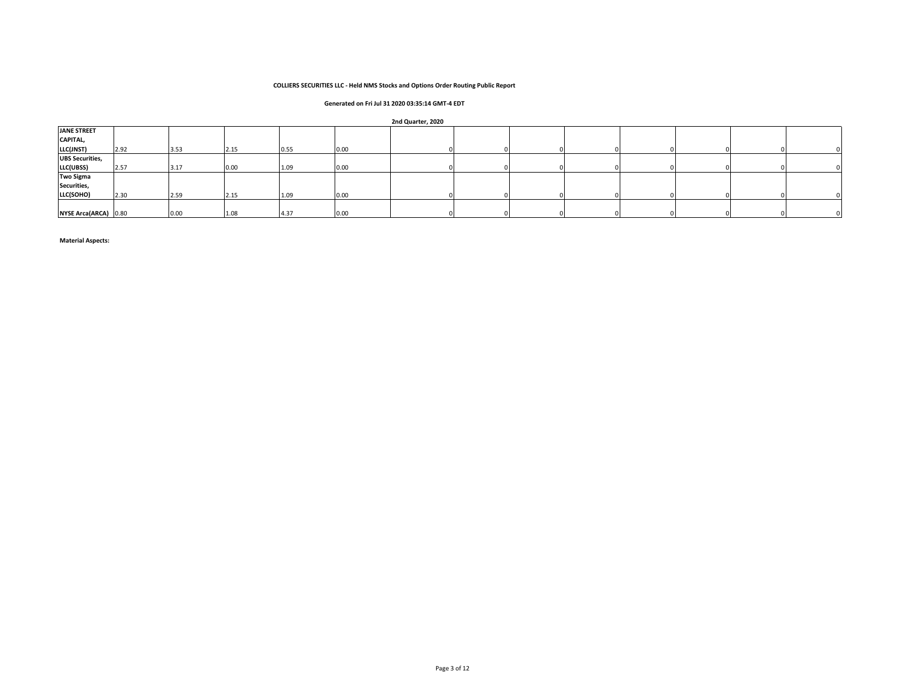**COLLIERS SECURITIES LLC - Held NMS Stocks and Options Order Routing Public Report**

**Generated on Fri Jul 31 2020 03:35:14 GMT-4 EDT**

**2nd Quarter, 2020**

| | | | | | | | | | | | | | |
|---|---|---|---|---|---|---|---|---|---|---|---|---|---|
| **JANE STREET CAPITAL, LLC(JNST)** | 2.92 | 3.53 | 2.15 | 0.55 | 0.00 | 0 | 0 | 0 | 0 | 0 | 0 | 0 | 0 |
| **UBS Securities, LLC(UBSS)** | 2.57 | 3.17 | 0.00 | 1.09 | 0.00 | 0 | 0 | 0 | 0 | 0 | 0 | 0 | 0 |
| **Two Sigma Securities, LLC(SOHO)** | 2.30 | 2.59 | 2.15 | 1.09 | 0.00 | 0 | 0 | 0 | 0 | 0 | 0 | 0 | 0 |
| **NYSE Arca(ARCA)** | 0.80 | 0.00 | 1.08 | 4.37 | 0.00 | 0 | 0 | 0 | 0 | 0 | 0 | 0 | 0 |

**Material Aspects:**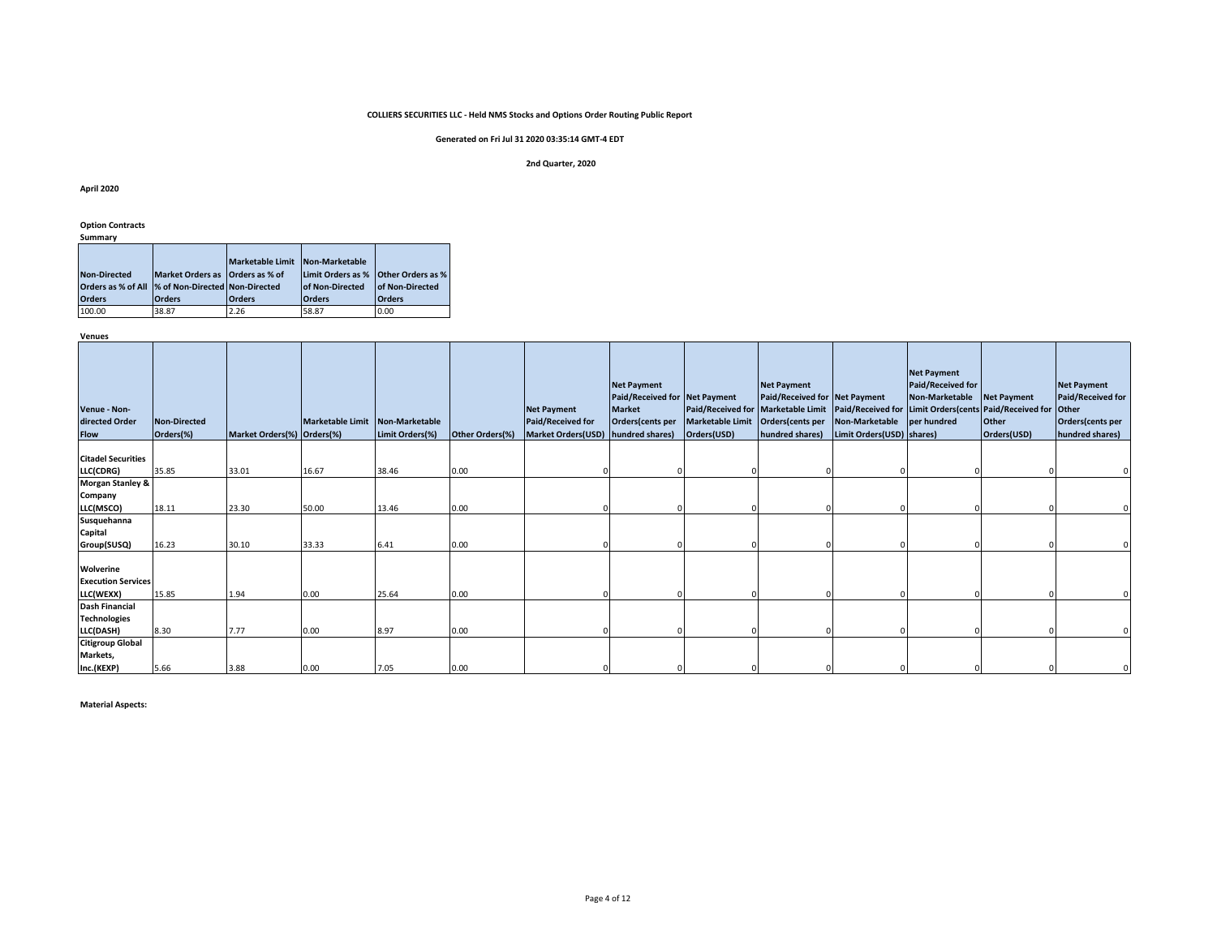**COLLIERS SECURITIES LLC - Held NMS Stocks and Options Order Routing Public Report**

**Generated on Fri Jul 31 2020 03:35:14 GMT-4 EDT**

**2nd Quarter, 2020**

**April 2020**

**Option Contracts**

**Summary**

| Non-Directed Orders as % of All Orders | Market Orders as % of Non-Directed Orders | Marketable Limit Orders as % of Non-Directed Orders | Non-Marketable Limit Orders as % of Non-Directed Orders | Other Orders as % of Non-Directed Orders |
|---|---|---|---|---|
| 100.00 | 38.87 | 2.26 | 58.87 | 0.00 |

**Venues**

| Venue - Non-directed Order Flow | Non-Directed Orders(%) | Market Orders(%) | Marketable Limit Orders(%) | Non-Marketable Limit Orders(%) | Other Orders(%) | Net Payment Paid/Received for Market Orders(USD) | Net Payment Paid/Received for Market Orders(cents per hundred shares) | Net Payment Paid/Received for Marketable Limit Orders(USD) | Net Payment Paid/Received for Marketable Limit Orders(cents per hundred shares) | Net Payment Paid/Received for Non-Marketable Limit Orders(USD) | Net Payment Paid/Received for Non-Marketable Limit Orders(cents per hundred shares) | Net Payment Paid/Received for Other Orders(USD) | Net Payment Paid/Received for Other Orders(cents per hundred shares) |
|---|---|---|---|---|---|---|---|---|---|---|---|---|---|
| Citadel Securities LLC(CDRG) | 35.85 | 33.01 | 16.67 | 38.46 | 0.00 | 0 | 0 | 0 | 0 | 0 | 0 | 0 | 0 |
| Morgan Stanley & Company LLC(MSCO) | 18.11 | 23.30 | 50.00 | 13.46 | 0.00 | 0 | 0 | 0 | 0 | 0 | 0 | 0 | 0 |
| Susquehanna Capital Group(SUSQ) | 16.23 | 30.10 | 33.33 | 6.41 | 0.00 | 0 | 0 | 0 | 0 | 0 | 0 | 0 | 0 |
| Wolverine Execution Services LLC(WEXX) | 15.85 | 1.94 | 0.00 | 25.64 | 0.00 | 0 | 0 | 0 | 0 | 0 | 0 | 0 | 0 |
| Dash Financial Technologies LLC(DASH) | 8.30 | 7.77 | 0.00 | 8.97 | 0.00 | 0 | 0 | 0 | 0 | 0 | 0 | 0 | 0 |
| Citigroup Global Markets, Inc.(KEXP) | 5.66 | 3.88 | 0.00 | 7.05 | 0.00 | 0 | 0 | 0 | 0 | 0 | 0 | 0 | 0 |

**Material Aspects:**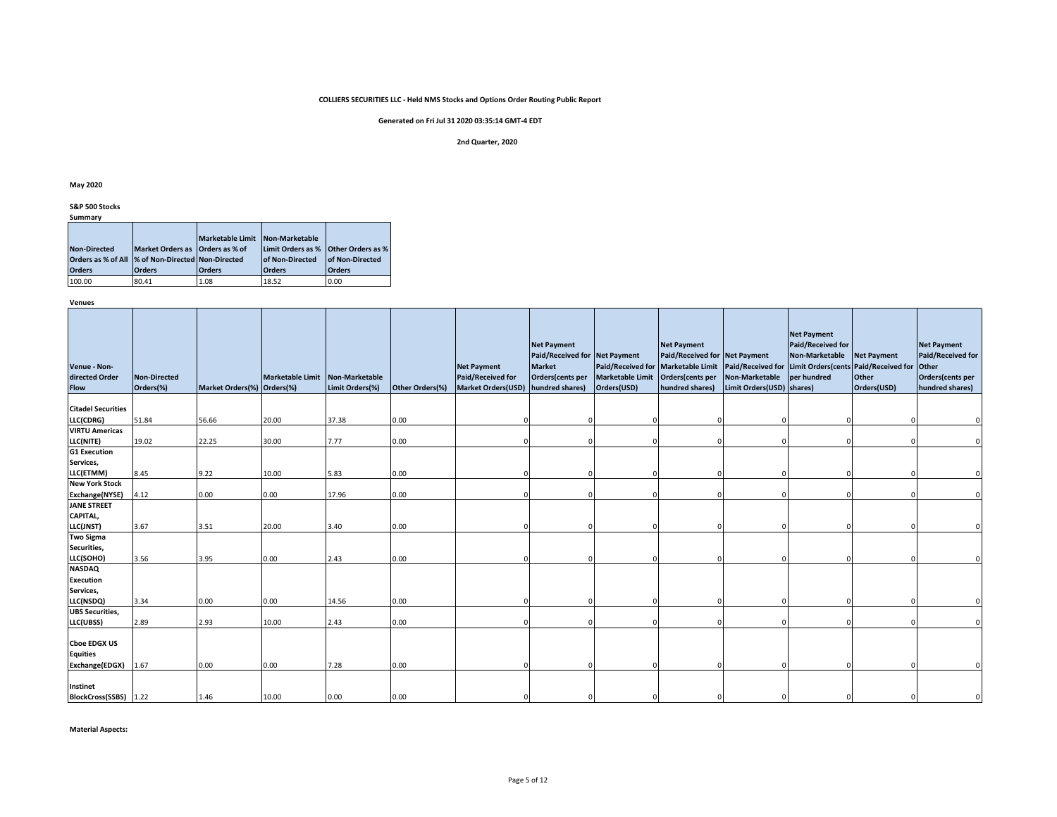**COLLIERS SECURITIES LLC - Held NMS Stocks and Options Order Routing Public Report**

**Generated on Fri Jul 31 2020 03:35:14 GMT-4 EDT**

**2nd Quarter, 2020**

**May 2020**

**S&P 500 Stocks**

**Summary**

| Non-Directed Orders as % of All Orders | Market Orders as % of Non-Directed Orders | Marketable Limit Orders as % of Non-Directed Orders | Non-Marketable Limit Orders as % of Non-Directed Orders | Other Orders as % of Non-Directed Orders |
|---|---|---|---|---|
| 100.00 | 80.41 | 1.08 | 18.52 | 0.00 |

**Venues**

| Venue - Non-directed Order Flow | Non-Directed Orders(%) | Market Orders(%) | Marketable Limit Orders(%) | Non-Marketable Limit Orders(%) | Other Orders(%) | Net Payment Paid/Received for Market Orders(USD) | Net Payment Paid/Received for Market Orders(cents per hundred shares) | Net Payment Paid/Received for Marketable Limit Orders(USD) | Net Payment Paid/Received for Marketable Limit Orders(cents per hundred shares) | Net Payment Paid/Received for Non-Marketable Limit Orders(USD) | Net Payment Paid/Received for Non-Marketable Limit Orders(cents per hundred shares) | Net Payment Paid/Received for Other Orders(USD) | Net Payment Paid/Received for Other Orders(cents per hundred shares) |
|---|---|---|---|---|---|---|---|---|---|---|---|---|---|
| Citadel Securities LLC(CDRG) | 51.84 | 56.66 | 20.00 | 37.38 | 0.00 | 0 | 0 | 0 | 0 | 0 | 0 | 0 | 0 |
| VIRTU Americas LLC(NITE) | 19.02 | 22.25 | 30.00 | 7.77 | 0.00 | 0 | 0 | 0 | 0 | 0 | 0 | 0 | 0 |
| G1 Execution Services, LLC(ETMM) | 8.45 | 9.22 | 10.00 | 5.83 | 0.00 | 0 | 0 | 0 | 0 | 0 | 0 | 0 | 0 |
| New York Stock Exchange(NYSE) | 4.12 | 0.00 | 0.00 | 17.96 | 0.00 | 0 | 0 | 0 | 0 | 0 | 0 | 0 | 0 |
| JANE STREET CAPITAL, LLC(JNST) | 3.67 | 3.51 | 20.00 | 3.40 | 0.00 | 0 | 0 | 0 | 0 | 0 | 0 | 0 | 0 |
| Two Sigma Securities, LLC(SOHO) | 3.56 | 3.95 | 0.00 | 2.43 | 0.00 | 0 | 0 | 0 | 0 | 0 | 0 | 0 | 0 |
| NASDAQ Execution Services, LLC(NSDQ) | 3.34 | 0.00 | 0.00 | 14.56 | 0.00 | 0 | 0 | 0 | 0 | 0 | 0 | 0 | 0 |
| UBS Securities, LLC(UBSS) | 2.89 | 2.93 | 10.00 | 2.43 | 0.00 | 0 | 0 | 0 | 0 | 0 | 0 | 0 | 0 |
| Cboe EDGX US Equities Exchange(EDGX) | 1.67 | 0.00 | 0.00 | 7.28 | 0.00 | 0 | 0 | 0 | 0 | 0 | 0 | 0 | 0 |
| Instinet BlockCross(SSBS) | 1.22 | 1.46 | 10.00 | 0.00 | 0.00 | 0 | 0 | 0 | 0 | 0 | 0 | 0 | 0 |

**Material Aspects:**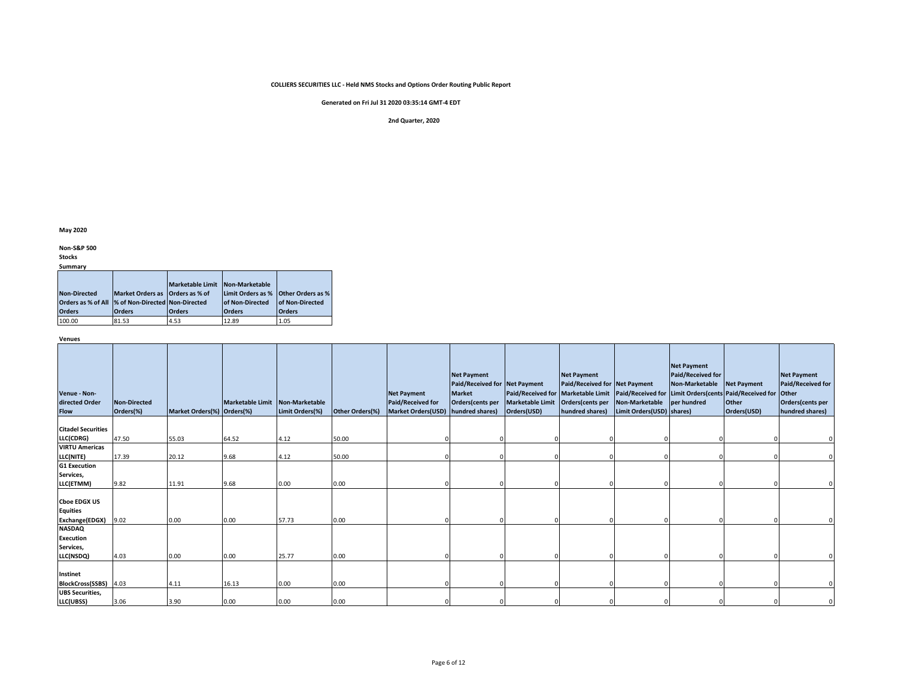**COLLIERS SECURITIES LLC - Held NMS Stocks and Options Order Routing Public Report**

**Generated on Fri Jul 31 2020 03:35:14 GMT-4 EDT**

**2nd Quarter, 2020**

**May 2020**

**Non-S&P 500**

**Stocks**

**Summary**

| Non-Directed Orders as % of All Orders | Market Orders as % of Non-Directed Orders | Marketable Limit Orders as % of Non-Directed Orders | Non-Marketable Limit Orders as % of Non-Directed Orders | Other Orders as % of Non-Directed Orders |
|---|---|---|---|---|
| 100.00 | 81.53 | 4.53 | 12.89 | 1.05 |

**Venues**

| Venue - Non-directed Order Flow | Non-Directed Orders(%) | Market Orders(%) | Marketable Limit Orders(%) | Non-Marketable Limit Orders(%) | Other Orders(%) | Net Payment Paid/Received for Market Orders(USD) | Net Payment Paid/Received for Market Orders(cents per hundred shares) | Net Payment Paid/Received for Marketable Limit Orders(USD) | Net Payment Paid/Received for Marketable Limit Orders(cents per hundred shares) | Net Payment Paid/Received for Non-Marketable Limit Orders(USD) | Net Payment Paid/Received for Non-Marketable Limit Orders(cents per hundred shares) | Net Payment Paid/Received for Other Orders(USD) | Net Payment Paid/Received for Other Orders(cents per hundred shares) |
|---|---|---|---|---|---|---|---|---|---|---|---|---|---|
| Citadel Securities LLC(CDRG) | 47.50 | 55.03 | 64.52 | 4.12 | 50.00 | 0 | 0 | 0 | 0 | 0 | 0 | 0 | 0 |
| VIRTU Americas LLC(NITE) | 17.39 | 20.12 | 9.68 | 4.12 | 50.00 | 0 | 0 | 0 | 0 | 0 | 0 | 0 | 0 |
| G1 Execution Services, LLC(ETMM) | 9.82 | 11.91 | 9.68 | 0.00 | 0.00 | 0 | 0 | 0 | 0 | 0 | 0 | 0 | 0 |
| Cboe EDGX US Equities Exchange(EDGX) | 9.02 | 0.00 | 0.00 | 57.73 | 0.00 | 0 | 0 | 0 | 0 | 0 | 0 | 0 | 0 |
| NASDAQ Execution Services, LLC(NSDQ) | 4.03 | 0.00 | 0.00 | 25.77 | 0.00 | 0 | 0 | 0 | 0 | 0 | 0 | 0 | 0 |
| Instinet BlockCross(SSBS) | 4.03 | 4.11 | 16.13 | 0.00 | 0.00 | 0 | 0 | 0 | 0 | 0 | 0 | 0 | 0 |
| UBS Securities, LLC(UBSS) | 3.06 | 3.90 | 0.00 | 0.00 | 0.00 | 0 | 0 | 0 | 0 | 0 | 0 | 0 | 0 |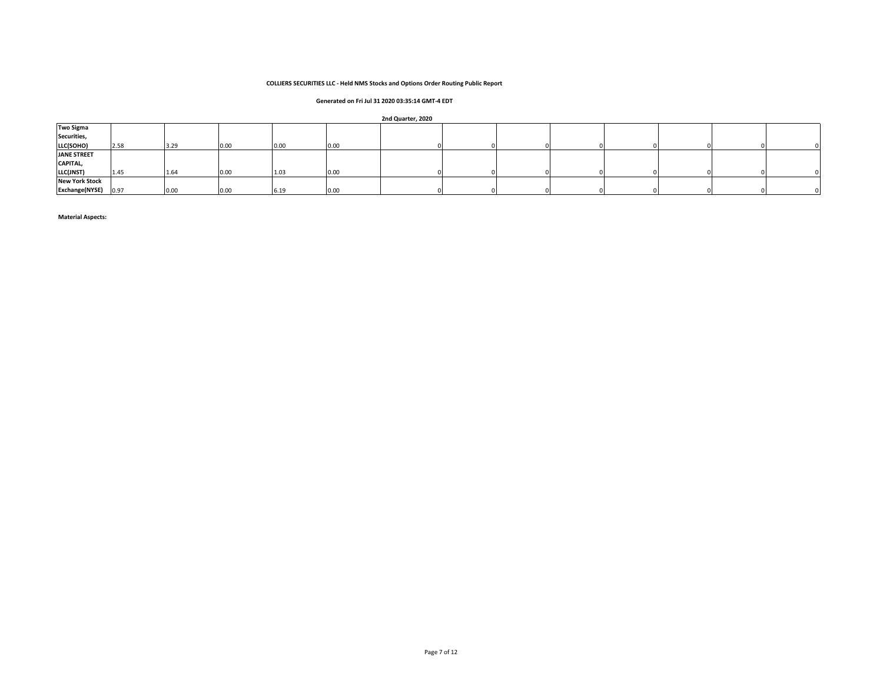**COLLIERS SECURITIES LLC - Held NMS Stocks and Options Order Routing Public Report**

**Generated on Fri Jul 31 2020 03:35:14 GMT-4 EDT**

**2nd Quarter, 2020**

| | | | | | | | | | | | | | |
|---|---|---|---|---|---|---|---|---|---|---|---|---|---|
| **Two Sigma Securities, LLC(SOHO)** | 2.58 | 3.29 | 0.00 | 0.00 | 0.00 | 0 | 0 | 0 | 0 | 0 | 0 | 0 | 0 |
| **JANE STREET CAPITAL, LLC(JNST)** | 1.45 | 1.64 | 0.00 | 1.03 | 0.00 | 0 | 0 | 0 | 0 | 0 | 0 | 0 | 0 |
| **New York Stock Exchange(NYSE)** | 0.97 | 0.00 | 0.00 | 6.19 | 0.00 | 0 | 0 | 0 | 0 | 0 | 0 | 0 | 0 |

**Material Aspects:**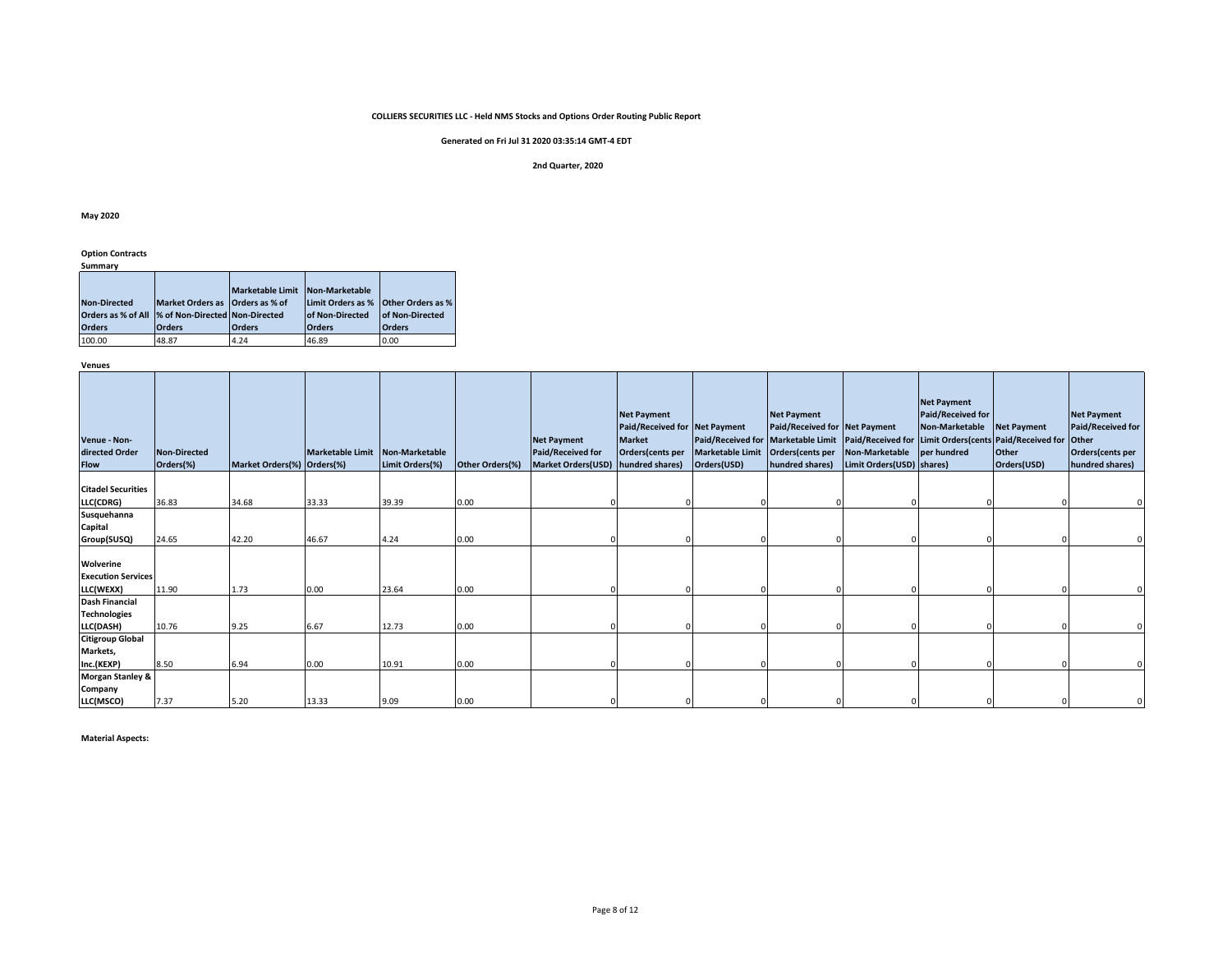**COLLIERS SECURITIES LLC - Held NMS Stocks and Options Order Routing Public Report**

**Generated on Fri Jul 31 2020 03:35:14 GMT-4 EDT**

**2nd Quarter, 2020**

**May 2020**

**Option Contracts**

**Summary**

| Non-Directed Orders as % of All Orders | Market Orders as % of Non-Directed Orders | Marketable Limit Orders as % of Non-Directed Orders | Non-Marketable Limit Orders as % of Non-Directed Orders | Other Orders as % of Non-Directed Orders |
|---|---|---|---|---|
| 100.00 | 48.87 | 4.24 | 46.89 | 0.00 |

**Venues**

| Venue - Non-directed Order Flow | Non-Directed Orders(%) | Market Orders(%) | Marketable Limit Orders(%) | Non-Marketable Limit Orders(%) | Other Orders(%) | Net Payment Paid/Received for Market Orders(USD) | Net Payment Paid/Received for Market Orders(cents per hundred shares) | Net Payment Paid/Received for Marketable Limit Orders(USD) | Net Payment Paid/Received for Marketable Limit Orders(cents per hundred shares) | Net Payment Paid/Received for Non-Marketable Limit Orders(USD) | Net Payment Paid/Received for Non-Marketable Limit Orders(cents per hundred shares) | Net Payment Paid/Received for Other Orders(USD) | Net Payment Paid/Received for Other Orders(cents per hundred shares) |
|---|---|---|---|---|---|---|---|---|---|---|---|---|---|
| Citadel Securities LLC(CDRG) | 36.83 | 34.68 | 33.33 | 39.39 | 0.00 | 0 | 0 | 0 | 0 | 0 | 0 | 0 | 0 |
| Susquehanna Capital Group(SUSQ) | 24.65 | 42.20 | 46.67 | 4.24 | 0.00 | 0 | 0 | 0 | 0 | 0 | 0 | 0 | 0 |
| Wolverine Execution Services LLC(WEXX) | 11.90 | 1.73 | 0.00 | 23.64 | 0.00 | 0 | 0 | 0 | 0 | 0 | 0 | 0 | 0 |
| Dash Financial Technologies LLC(DASH) | 10.76 | 9.25 | 6.67 | 12.73 | 0.00 | 0 | 0 | 0 | 0 | 0 | 0 | 0 | 0 |
| Citigroup Global Markets, Inc.(KEXP) | 8.50 | 6.94 | 0.00 | 10.91 | 0.00 | 0 | 0 | 0 | 0 | 0 | 0 | 0 | 0 |
| Morgan Stanley & Company LLC(MSCO) | 7.37 | 5.20 | 13.33 | 9.09 | 0.00 | 0 | 0 | 0 | 0 | 0 | 0 | 0 | 0 |

**Material Aspects:**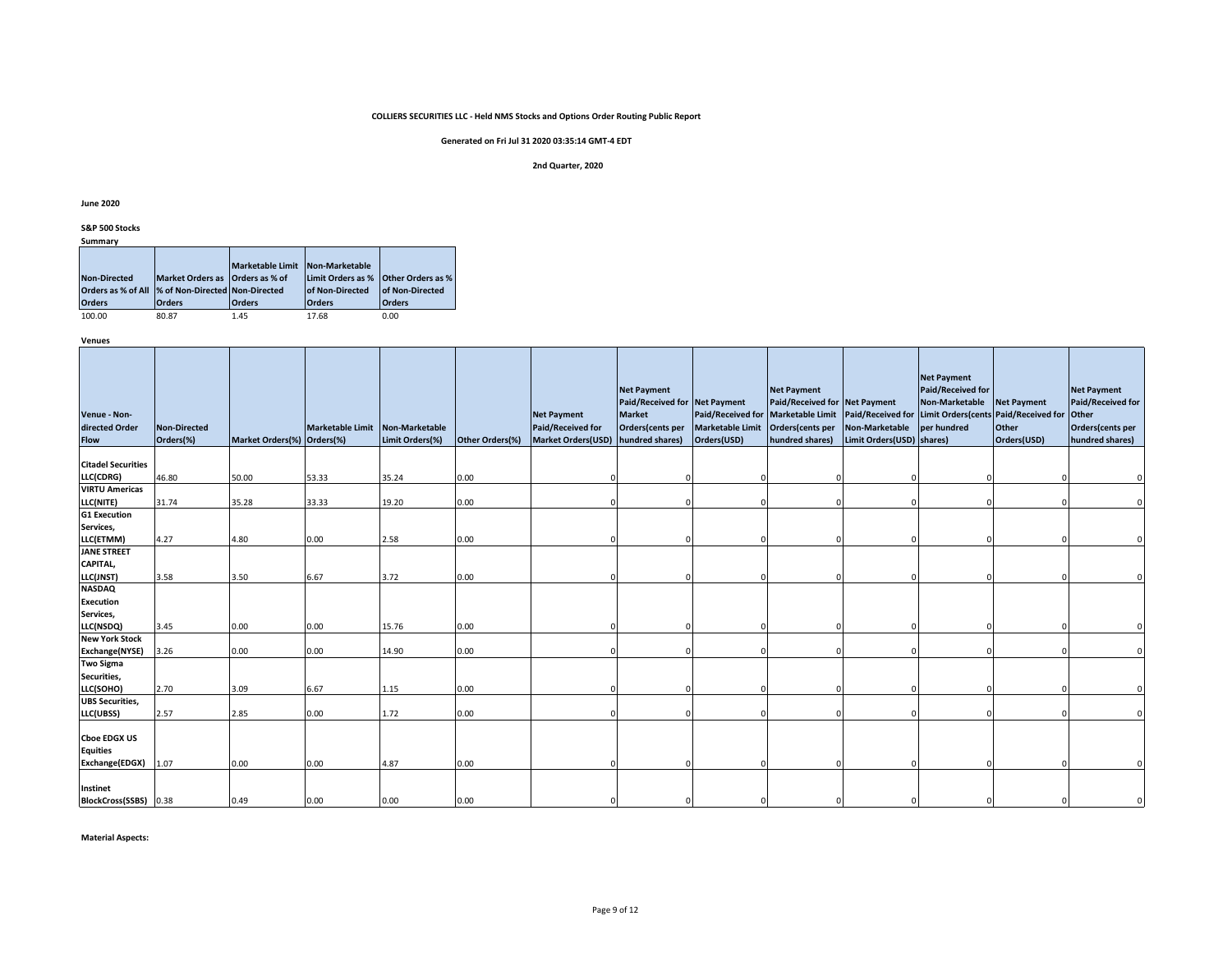**COLLIERS SECURITIES LLC - Held NMS Stocks and Options Order Routing Public Report**

**Generated on Fri Jul 31 2020 03:35:14 GMT-4 EDT**

**2nd Quarter, 2020**

**June 2020**

**S&P 500 Stocks**

**Summary**

| Non-Directed Orders as % of All Orders | Market Orders as % of Non-Directed Orders | Marketable Limit Orders as % of Non-Directed Orders | Non-Marketable Limit Orders as % of Non-Directed Orders | Other Orders as % of Non-Directed Orders |
|---|---|---|---|---|
| 100.00 | 80.87 | 1.45 | 17.68 | 0.00 |

**Venues**

| Venue - Non-directed Order Flow | Non-Directed Orders(%) | Market Orders(%) | Marketable Limit Orders(%) | Non-Marketable Limit Orders(%) | Other Orders(%) | Net Payment Paid/Received for Market Orders(USD) | Net Payment Paid/Received for Market Orders(cents per hundred shares) | Net Payment Paid/Received for Marketable Limit Orders(USD) | Net Payment Paid/Received for Marketable Limit Orders(cents per hundred shares) | Net Payment Paid/Received for Non-Marketable Limit Orders(USD) | Net Payment Paid/Received for Non-Marketable Limit Orders(cents per hundred shares) | Net Payment Paid/Received for Other Orders(USD) | Net Payment Paid/Received for Other Orders(cents per hundred shares) |
|---|---|---|---|---|---|---|---|---|---|---|---|---|---|
| Citadel Securities LLC(CDRG) | 46.80 | 50.00 | 53.33 | 35.24 | 0.00 | 0 | 0 | 0 | 0 | 0 | 0 | 0 | 0 |
| VIRTU Americas LLC(NITE) | 31.74 | 35.28 | 33.33 | 19.20 | 0.00 | 0 | 0 | 0 | 0 | 0 | 0 | 0 | 0 |
| G1 Execution Services, LLC(ETMM) | 4.27 | 4.80 | 0.00 | 2.58 | 0.00 | 0 | 0 | 0 | 0 | 0 | 0 | 0 | 0 |
| JANE STREET CAPITAL, LLC(JNST) | 3.58 | 3.50 | 6.67 | 3.72 | 0.00 | 0 | 0 | 0 | 0 | 0 | 0 | 0 | 0 |
| NASDAQ Execution Services, LLC(NSDQ) | 3.45 | 0.00 | 0.00 | 15.76 | 0.00 | 0 | 0 | 0 | 0 | 0 | 0 | 0 | 0 |
| New York Stock Exchange(NYSE) | 3.26 | 0.00 | 0.00 | 14.90 | 0.00 | 0 | 0 | 0 | 0 | 0 | 0 | 0 | 0 |
| Two Sigma Securities, LLC(SOHO) | 2.70 | 3.09 | 6.67 | 1.15 | 0.00 | 0 | 0 | 0 | 0 | 0 | 0 | 0 | 0 |
| UBS Securities, LLC(UBSS) | 2.57 | 2.85 | 0.00 | 1.72 | 0.00 | 0 | 0 | 0 | 0 | 0 | 0 | 0 | 0 |
| Cboe EDGX US Equities Exchange(EDGX) | 1.07 | 0.00 | 0.00 | 4.87 | 0.00 | 0 | 0 | 0 | 0 | 0 | 0 | 0 | 0 |
| Instinet BlockCross(SSBS) | 0.38 | 0.49 | 0.00 | 0.00 | 0.00 | 0 | 0 | 0 | 0 | 0 | 0 | 0 | 0 |

**Material Aspects:**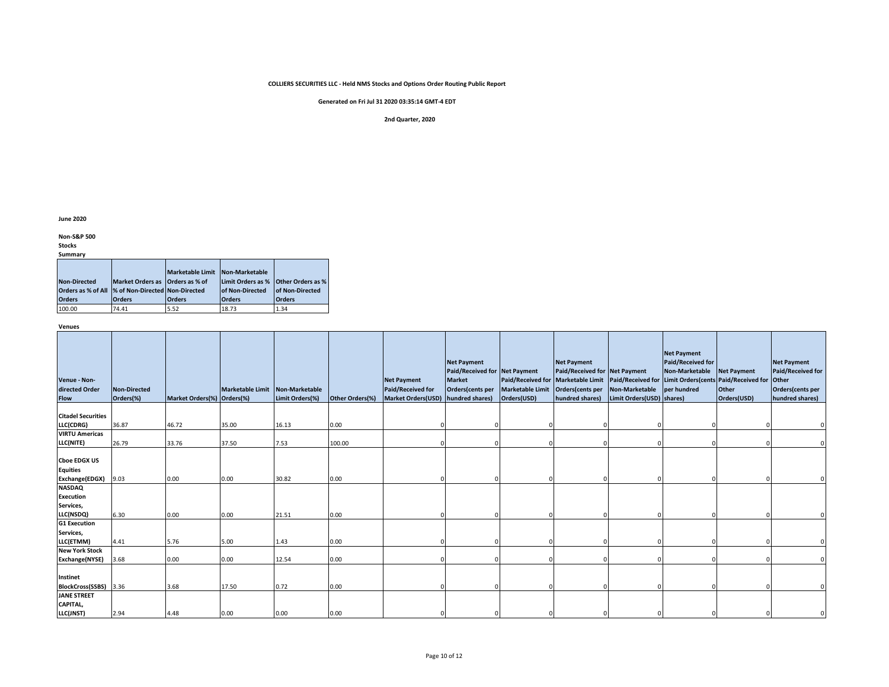**COLLIERS SECURITIES LLC - Held NMS Stocks and Options Order Routing Public Report**

**Generated on Fri Jul 31 2020 03:35:14 GMT-4 EDT**

**2nd Quarter, 2020**

**June 2020**

**Non-S&P 500 Stocks**

**Summary**

| Non-Directed Orders as % of All Orders | Market Orders as % of Non-Directed Orders | Marketable Limit Orders as % of Non-Directed Orders | Non-Marketable Limit Orders as % of Non-Directed Orders | Other Orders as % of Non-Directed Orders |
|---|---|---|---|---|
| 100.00 | 74.41 | 5.52 | 18.73 | 1.34 |

**Venues**

| Venue - Non-directed Order Flow | Non-Directed Orders(%) | Market Orders(%) | Marketable Limit Orders(%) | Non-Marketable Limit Orders(%) | Other Orders(%) | Net Payment Paid/Received for Market Orders(USD) | Net Payment Paid/Received for Market Orders(cents per hundred shares) | Net Payment Paid/Received for Marketable Limit Orders(USD) | Net Payment Paid/Received for Marketable Limit Orders(cents per hundred shares) | Net Payment Paid/Received for Non-Marketable Limit Orders(USD) | Net Payment Paid/Received for Non-Marketable Limit Orders(cents per hundred shares) | Net Payment Paid/Received for Other Orders(USD) | Net Payment Paid/Received for Other Orders(cents per hundred shares) |
|---|---|---|---|---|---|---|---|---|---|---|---|---|---|
| Citadel Securities LLC(CDRG) | 36.87 | 46.72 | 35.00 | 16.13 | 0.00 | 0 | 0 | 0 | 0 | 0 | 0 | 0 | 0 |
| VIRTU Americas LLC(NITE) | 26.79 | 33.76 | 37.50 | 7.53 | 100.00 | 0 | 0 | 0 | 0 | 0 | 0 | 0 | 0 |
| Cboe EDGX US Equities Exchange(EDGX) | 9.03 | 0.00 | 0.00 | 30.82 | 0.00 | 0 | 0 | 0 | 0 | 0 | 0 | 0 | 0 |
| NASDAQ Execution Services, LLC(NSDQ) | 6.30 | 0.00 | 0.00 | 21.51 | 0.00 | 0 | 0 | 0 | 0 | 0 | 0 | 0 | 0 |
| G1 Execution Services, LLC(ETMM) | 4.41 | 5.76 | 5.00 | 1.43 | 0.00 | 0 | 0 | 0 | 0 | 0 | 0 | 0 | 0 |
| New York Stock Exchange(NYSE) | 3.68 | 0.00 | 0.00 | 12.54 | 0.00 | 0 | 0 | 0 | 0 | 0 | 0 | 0 | 0 |
| Instinet BlockCross(SSBS) | 3.36 | 3.68 | 17.50 | 0.72 | 0.00 | 0 | 0 | 0 | 0 | 0 | 0 | 0 | 0 |
| JANE STREET CAPITAL, LLC(JNST) | 2.94 | 4.48 | 0.00 | 0.00 | 0.00 | 0 | 0 | 0 | 0 | 0 | 0 | 0 | 0 |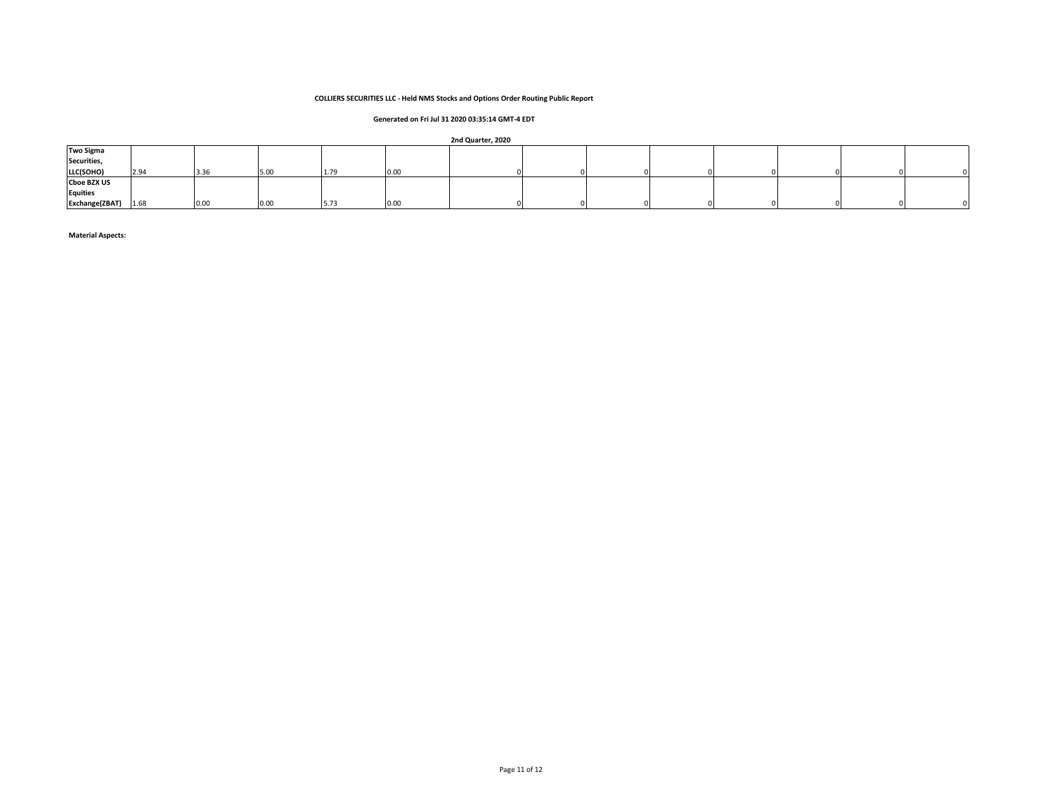**COLLIERS SECURITIES LLC - Held NMS Stocks and Options Order Routing Public Report**

**Generated on Fri Jul 31 2020 03:35:14 GMT-4 EDT**

**2nd Quarter, 2020**

| | | | | | | | | | | | | | |
|---|---|---|---|---|---|---|---|---|---|---|---|---|---|
| **Two Sigma Securities, LLC(SOHO)** | 2.94 | 3.36 | 5.00 | 1.79 | 0.00 | 0 | 0 | 0 | 0 | 0 | 0 | 0 | 0 |
| **Cboe BZX US Equities Exchange(ZBAT)** | 1.68 | 0.00 | 0.00 | 5.73 | 0.00 | 0 | 0 | 0 | 0 | 0 | 0 | 0 | 0 |

**Material Aspects:**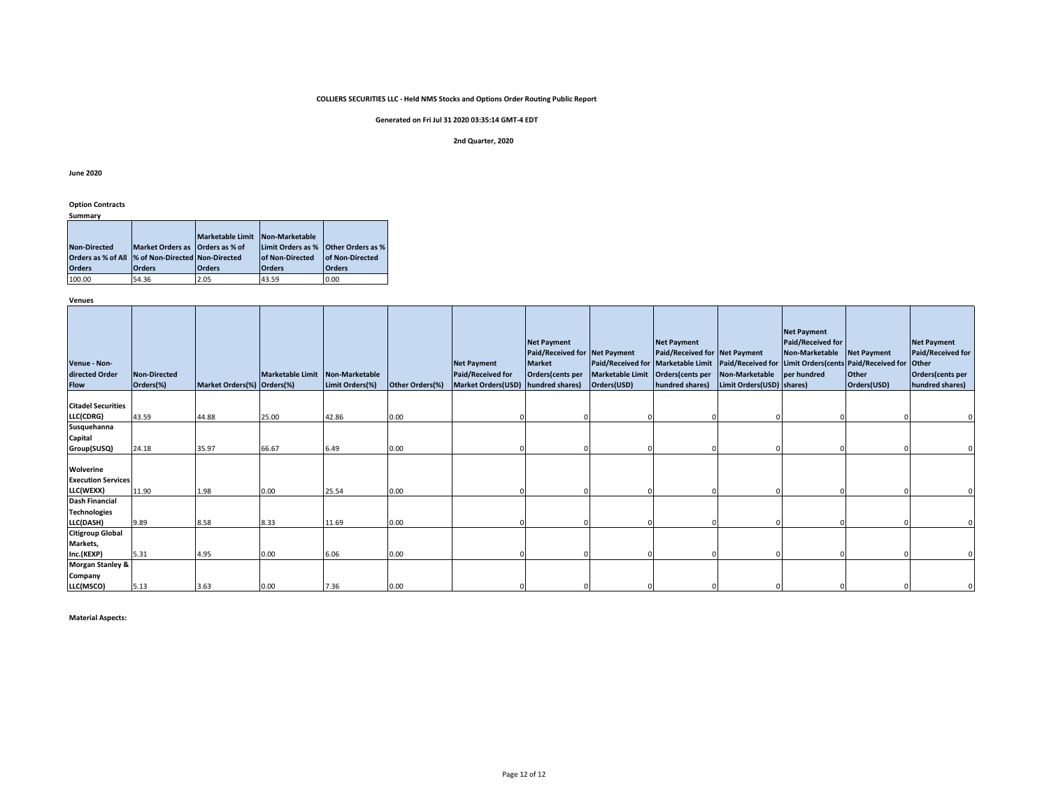**COLLIERS SECURITIES LLC - Held NMS Stocks and Options Order Routing Public Report**

**Generated on Fri Jul 31 2020 03:35:14 GMT-4 EDT**

**2nd Quarter, 2020**

**June 2020**

**Option Contracts**

**Summary**

| Non-Directed Orders as % of All Orders | Market Orders as % of Non-Directed Orders | Marketable Limit Orders as % of Non-Directed Orders | Non-Marketable Limit Orders as % of Non-Directed Orders | Other Orders as % of Non-Directed Orders |
|---|---|---|---|---|
| 100.00 | 54.36 | 2.05 | 43.59 | 0.00 |

**Venues**

| Venue - Non-directed Order Flow | Non-Directed Orders(%) | Market Orders(%) | Marketable Limit Orders(%) | Non-Marketable Limit Orders(%) | Other Orders(%) | Net Payment Paid/Received for Market Orders(USD) | Net Payment Paid/Received for Market Orders(cents per hundred shares) | Net Payment Paid/Received for Marketable Limit Orders(USD) | Net Payment Paid/Received for Marketable Limit Orders(cents per hundred shares) | Net Payment Paid/Received for Non-Marketable Limit Orders(USD) | Net Payment Paid/Received for Non-Marketable Limit Orders(cents per hundred shares) | Net Payment Paid/Received for Other Orders(USD) | Net Payment Paid/Received for Other Orders(cents per hundred shares) |
|---|---|---|---|---|---|---|---|---|---|---|---|---|---|
| Citadel Securities LLC(CDRG) | 43.59 | 44.88 | 25.00 | 42.86 | 0.00 | 0 | 0 | 0 | 0 | 0 | 0 | 0 | 0 |
| Susquehanna Capital Group(SUSQ) | 24.18 | 35.97 | 66.67 | 6.49 | 0.00 | 0 | 0 | 0 | 0 | 0 | 0 | 0 | 0 |
| Wolverine Execution Services LLC(WEXX) | 11.90 | 1.98 | 0.00 | 25.54 | 0.00 | 0 | 0 | 0 | 0 | 0 | 0 | 0 | 0 |
| Dash Financial Technologies LLC(DASH) | 9.89 | 8.58 | 8.33 | 11.69 | 0.00 | 0 | 0 | 0 | 0 | 0 | 0 | 0 | 0 |
| Citigroup Global Markets, Inc.(KEXP) | 5.31 | 4.95 | 0.00 | 6.06 | 0.00 | 0 | 0 | 0 | 0 | 0 | 0 | 0 | 0 |
| Morgan Stanley & Company LLC(MSCO) | 5.13 | 3.63 | 0.00 | 7.36 | 0.00 | 0 | 0 | 0 | 0 | 0 | 0 | 0 | 0 |

**Material Aspects:**